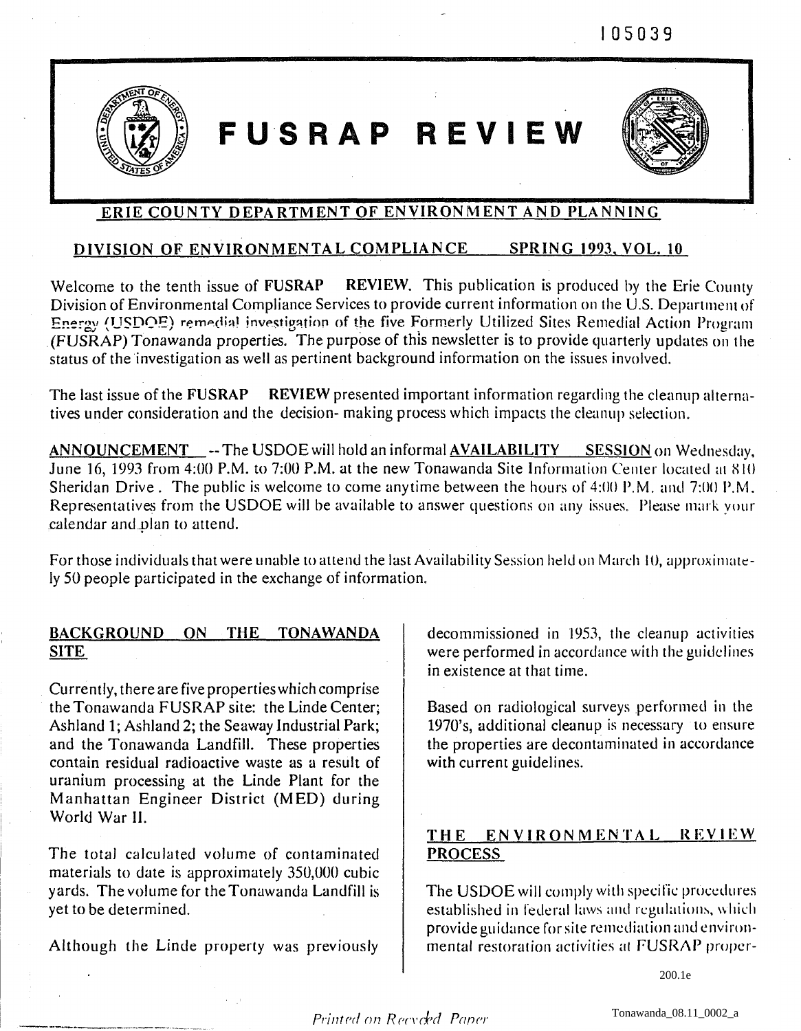105039

# FUSRAP REVIEW

**ERIE COUNTY DEPARTMENT OF ENVIRONMENT AND PLANNING**

**DIVISION OF ENVIRONMENTAL COMPLIANCE SPRING 1993, VOL. 10**

Welcome to the tenth issue of **FUSRAP REVIEW**. This publication is produced by the Erie County Division of Environmental Compliance Services to provide current information on the U.S. Department of Energy (USDOE) remedial investigation of the five Formerly Utilized Sites Remedial Action Program (FUSRAP) Tonawanda properties. The purpose of this newsletter is to provide quarterly updates on the status of the investigation as well as pertinent background information on the issues involved.

The last issue of the **FUSRAP REVIEW** presented important information regarding the cleanup alternatives under consideration and the decision- making process which impacts the cleanup selection.

**ANNOUNCEMENT** -- The USDOE will hold an informal **AVAILABILITY SESSION** on Wednesday, June 16, 1993 from 4:00 P.M. to 7:00 P.M. at the new Tonawanda Site Information Center located at 810 Sheridan Drive. The public is welcome to come anytime between the hours of 4:00 P.M. and 7:00 P.M. Representatives from the USDOE will be available to answer questions on any issues. Please mark your calendar and plan to attend.

For those individuals that were unable to attend the last Availability Session held on March 10, approximately 50 people participated in the exchange of information.

## BACKGROUND ON THE TONAWANDA SITE

Currently, there are five properties which comprise the Tonawanda FUSRAP site: the Linde Center; Ashland 1; Ashland 2; the Seaway Industrial Park; and the Tonawanda Landfill. These properties contain residual radioactive waste as a result of uranium processing at the Linde Plant for the Manhattan Engineer District (MED) during World War II.

The total calculated volume of contaminated materials to date is approximately 350,000 cubic yards. The volume for the Tonawanda Landfill is yet to be determined.

Although the Linde property was previously decommissioned in 1953, the cleanup activities were performed in accordance with the guidelines in existence at that time.

Based on radiological surveys performed in the 1970's, additional cleanup is necessary to ensure the properties are decontaminated in accordance with current guidelines.

## THE ENVIRONMENTAL REVIEW PROCESS

The USDOE will comply with specific procedures established in federal laws and regulations, which provide guidance for site remediation and environmental restoration activities at FUSRAP proper-

200.1e

*Printed on Recycled Paper*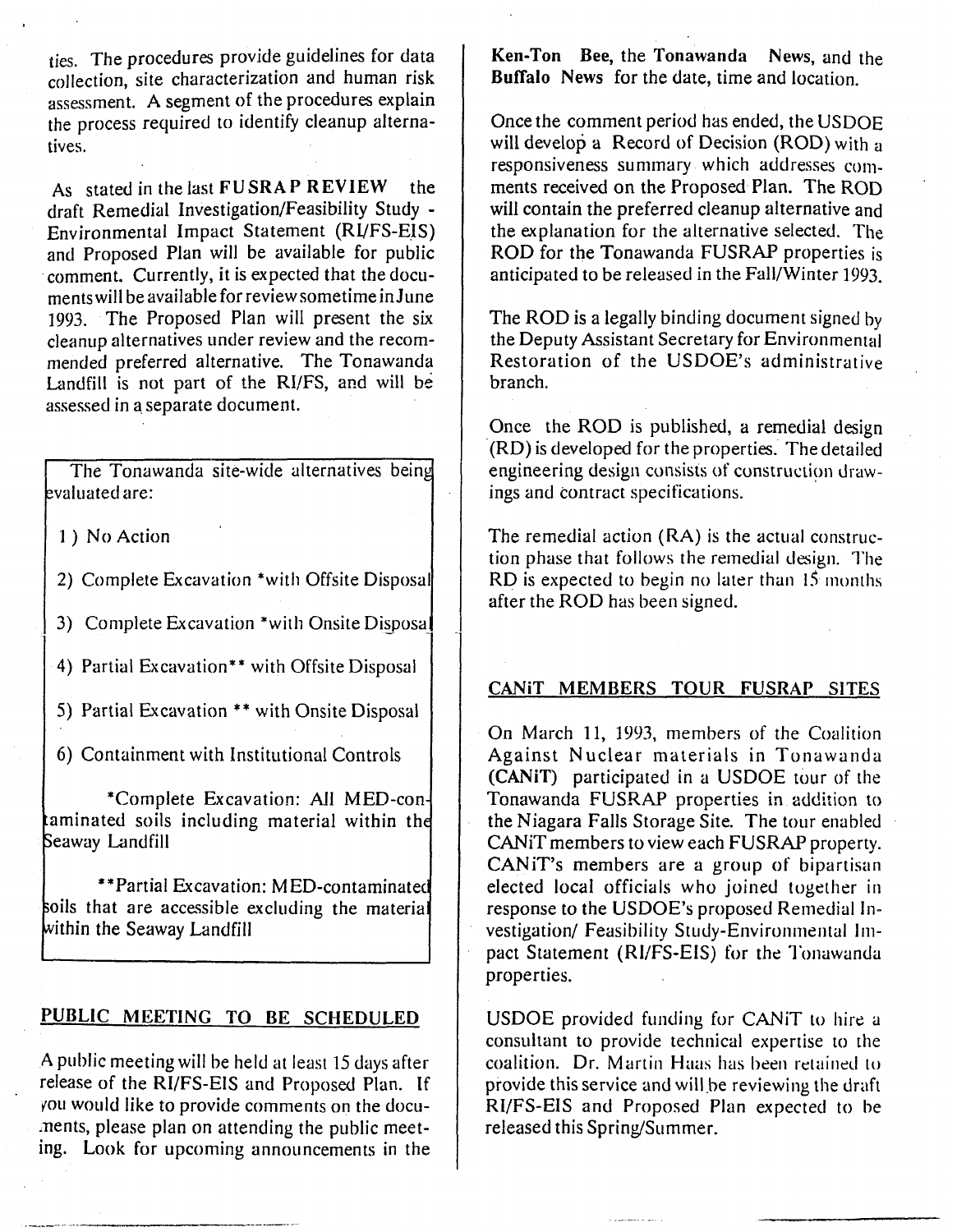ties. The procedures provide guidelines for data collection, site characterization and human risk assessment. A segment of the procedures explain the process required to identify cleanup alternatives.

As stated in the last **FUSRAP REVIEW** the draft Remedial Investigation/Feasibility Study - Environmental Impact Statement (RI/FS-EIS) and Proposed Plan will be available for public comment. Currently, it is expected that the documents will be available for review sometime in June 1993. The Proposed Plan will present the six cleanup alternatives under review and the recommended preferred alternative. The Tonawanda Landfill is not part of the RI/FS, and will be assessed in a separate document.

The Tonawanda site-wide alternatives being evaluated are:

1) No Action

2) Complete Excavation *with Offsite Disposal

3) Complete Excavation *with Onsite Disposal

4) Partial Excavation** with Offsite Disposal

5) Partial Excavation ** with Onsite Disposal

6) Containment with Institutional Controls

*Complete Excavation: All MED-contaminated soils including material within the Seaway Landfill

**Partial Excavation: MED-contaminated soils that are accessible excluding the material within the Seaway Landfill

## PUBLIC MEETING TO BE SCHEDULED

A public meeting will be held at least 15 days after release of the RI/FS-EIS and Proposed Plan. If you would like to provide comments on the documents, please plan on attending the public meeting. Look for upcoming announcements in the **Ken-Ton Bee**, the **Tonawanda News**, and the **Buffalo News** for the date, time and location.

Once the comment period has ended, the USDOE will develop a Record of Decision (ROD) with a responsiveness summary which addresses comments received on the Proposed Plan. The ROD will contain the preferred cleanup alternative and the explanation for the alternative selected. The ROD for the Tonawanda FUSRAP properties is anticipated to be released in the Fall/Winter 1993.

The ROD is a legally binding document signed by the Deputy Assistant Secretary for Environmental Restoration of the USDOE's administrative branch.

Once the ROD is published, a remedial design (RD) is developed for the properties. The detailed engineering design consists of construction drawings and contract specifications.

The remedial action (RA) is the actual construction phase that follows the remedial design. The RD is expected to begin no later than 15 months after the ROD has been signed.

## CANiT MEMBERS TOUR FUSRAP SITES

On March 11, 1993, members of the Coalition Against Nuclear materials in Tonawanda **(CANiT)** participated in a USDOE tour of the Tonawanda FUSRAP properties in addition to the Niagara Falls Storage Site. The tour enabled CANiT members to view each FUSRAP property. CANiT's members are a group of bipartisan elected local officials who joined together in response to the USDOE's proposed Remedial Investigation/ Feasibility Study-Environmental Impact Statement (RI/FS-EIS) for the Tonawanda properties.

USDOE provided funding for CANiT to hire a consultant to provide technical expertise to the coalition. Dr. Martin Haas has been retained to provide this service and will be reviewing the draft RI/FS-EIS and Proposed Plan expected to be released this Spring/Summer.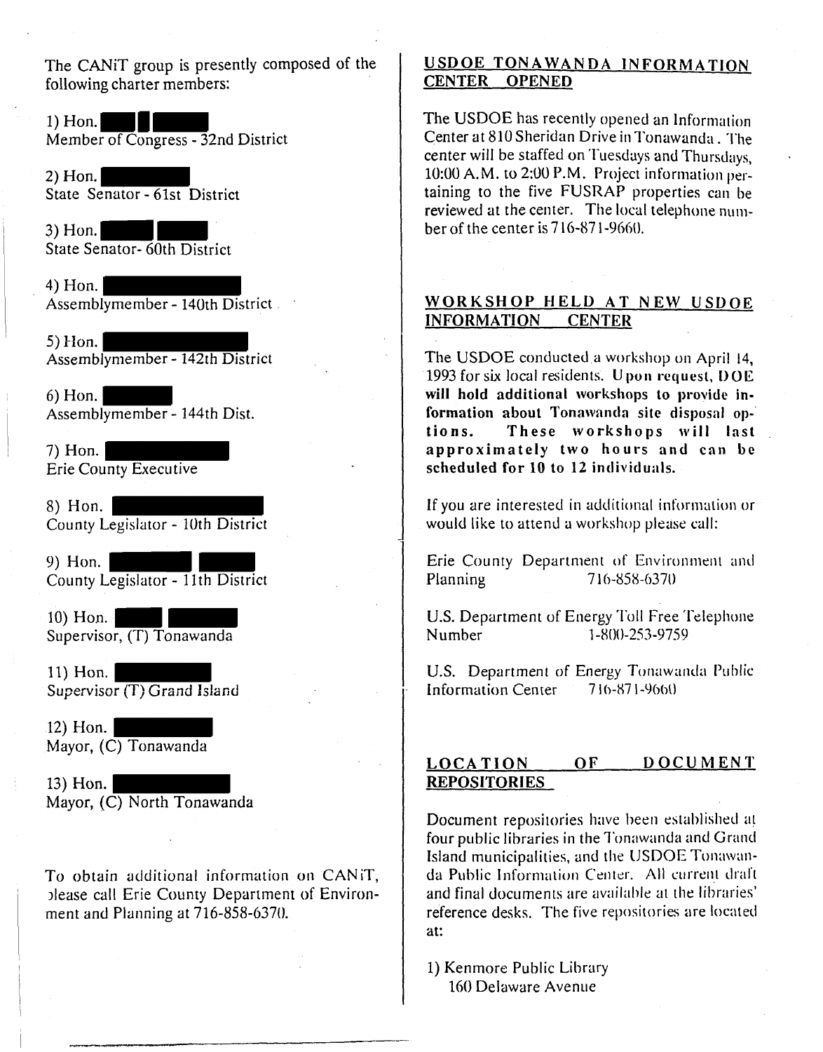The CANiT group is presently composed of the following charter members:

1) Hon. ████ ██ ████
Member of Congress - 32nd District

2) Hon. ████████
State Senator - 61st District

3) Hon. ██████ ██████
State Senator- 60th District

4) Hon. ██████████████
Assemblymember - 140th District

5) Hon. ██████████████
Assemblymember - 142th District

6) Hon. ██████
Assemblymember - 144th Dist.

7) Hon. ██████████████
Erie County Executive

8) Hon. ██████████████
County Legislator - 10th District

9) Hon. ████████ ██████
County Legislator - 11th District

10) Hon. ██████ ████████
Supervisor, (T) Tonawanda

11) Hon. ██████████
Supervisor (T) Grand Island

12) Hon. ██████████
Mayor, (C) Tonawanda

13) Hon. ████████████
Mayor, (C) North Tonawanda

To obtain additional information on CANiT, please call Erie County Department of Environment and Planning at 716-858-6370.

## USDOE TONAWANDA INFORMATION CENTER OPENED

The USDOE has recently opened an Information Center at 810 Sheridan Drive in Tonawanda. The center will be staffed on Tuesdays and Thursdays, 10:00 A.M. to 2:00 P.M. Project information pertaining to the five FUSRAP properties can be reviewed at the center. The local telephone number of the center is 716-871-9660.

## WORKSHOP HELD AT NEW USDOE INFORMATION CENTER

The USDOE conducted a workshop on April 14, 1993 for six local residents. **Upon request, DOE will hold additional workshops to provide information about Tonawanda site disposal options. These workshops will last approximately two hours and can be scheduled for 10 to 12 individuals.**

If you are interested in additional information or would like to attend a workshop please call:

Erie County Department of Environment and Planning 716-858-6370

U.S. Department of Energy Toll Free Telephone Number 1-800-253-9759

U.S. Department of Energy Tonawanda Public Information Center 716-871-9660

## LOCATION OF DOCUMENT REPOSITORIES

Document repositories have been established at four public libraries in the Tonawanda and Grand Island municipalities, and the USDOE Tonawanda Public Information Center. All current draft and final documents are available at the libraries' reference desks. The five repositories are located at:

1) Kenmore Public Library
160 Delaware Avenue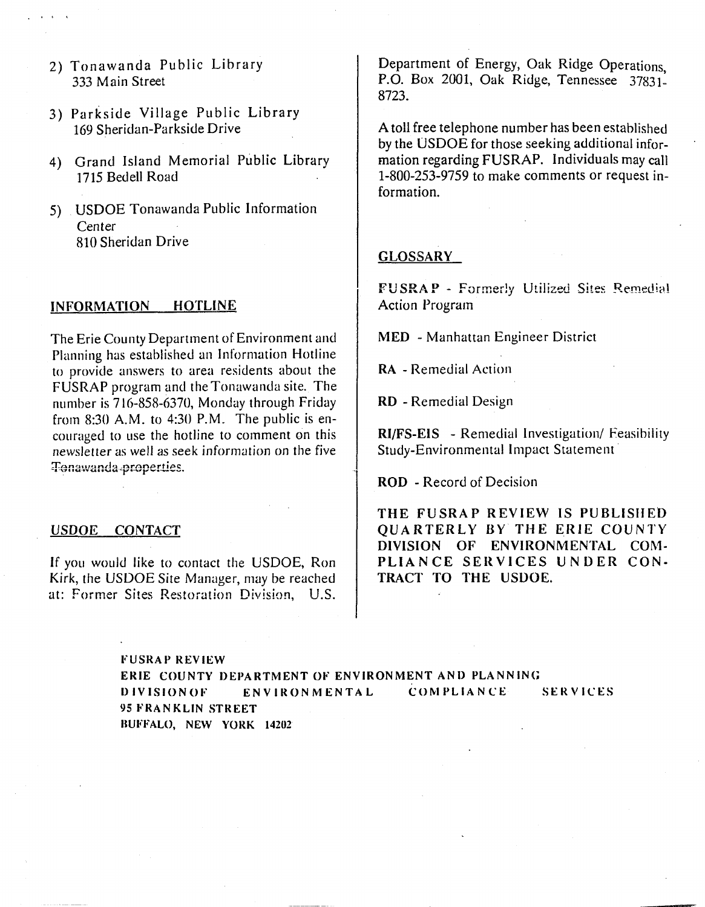2) Tonawanda Public Library
   333 Main Street

3) Parkside Village Public Library
   169 Sheridan-Parkside Drive

4) Grand Island Memorial Public Library
   1715 Bedell Road

5) USDOE Tonawanda Public Information Center
   810 Sheridan Drive

## INFORMATION HOTLINE

The Erie County Department of Environment and Planning has established an Information Hotline to provide answers to area residents about the FUSRAP program and the Tonawanda site. The number is 716-858-6370, Monday through Friday from 8:30 A.M. to 4:30 P.M. The public is encouraged to use the hotline to comment on this newsletter as well as seek information on the five Tonawanda properties.

## USDOE CONTACT

If you would like to contact the USDOE, Ron Kirk, the USDOE Site Manager, may be reached at: Former Sites Restoration Division, U.S. Department of Energy, Oak Ridge Operations, P.O. Box 2001, Oak Ridge, Tennessee 37831-8723.

A toll free telephone number has been established by the USDOE for those seeking additional information regarding FUSRAP. Individuals may call 1-800-253-9759 to make comments or request information.

## GLOSSARY

**FUSRAP** - Formerly Utilized Sites Remedial Action Program

**MED** - Manhattan Engineer District

**RA** - Remedial Action

**RD** - Remedial Design

**RI/FS-EIS** - Remedial Investigation/ Feasibility Study-Environmental Impact Statement

**ROD** - Record of Decision

**THE FUSRAP REVIEW IS PUBLISHED QUARTERLY BY THE ERIE COUNTY DIVISION OF ENVIRONMENTAL COMPLIANCE SERVICES UNDER CONTRACT TO THE USDOE.**

**FUSRAP REVIEW**
**ERIE COUNTY DEPARTMENT OF ENVIRONMENT AND PLANNING**
**DIVISION OF ENVIRONMENTAL COMPLIANCE SERVICES**
**95 FRANKLIN STREET**
**BUFFALO, NEW YORK 14202**